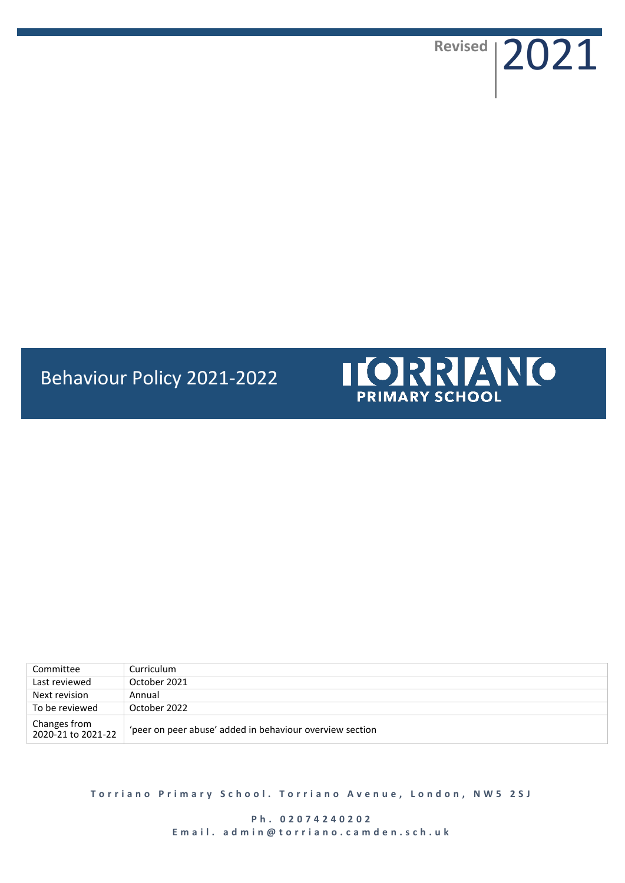Revised 2021

# Behaviour Policy 2021-2022

TORRIANO PRIMARY SCHOOL

| Committee | Curriculum |
|---|---|
| Last reviewed | October 2021 |
| Next revision | Annual |
| To be reviewed | October 2022 |
| Changes from 2020-21 to 2021-22 | 'peer on peer abuse' added in behaviour overview section |

**Torriano Primary School. Torriano Avenue, London, NW5 2SJ**

**Ph. 02074240202**
**Email. admin@torriano.camden.sch.uk**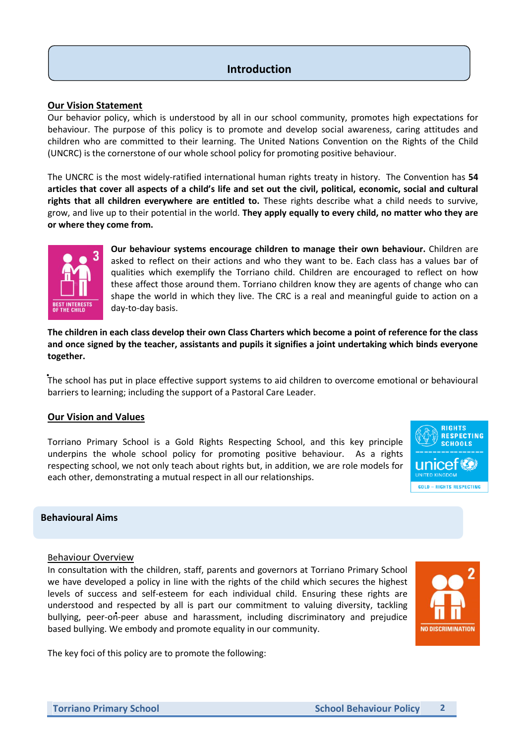# Introduction

**Our Vision Statement**

Our behavior policy, which is understood by all in our school community, promotes high expectations for behaviour. The purpose of this policy is to promote and develop social awareness, caring attitudes and children who are committed to their learning. The United Nations Convention on the Rights of the Child (UNCRC) is the cornerstone of our whole school policy for promoting positive behaviour.

The UNCRC is the most widely-ratified international human rights treaty in history. The Convention has **54 articles that cover all aspects of a child's life and set out the civil, political, economic, social and cultural rights that all children everywhere are entitled to.** These rights describe what a child needs to survive, grow, and live up to their potential in the world. **They apply equally to every child, no matter who they are or where they come from.**

**Our behaviour systems encourage children to manage their own behaviour.** Children are asked to reflect on their actions and who they want to be. Each class has a values bar of qualities which exemplify the Torriano child. Children are encouraged to reflect on how these affect those around them. Torriano children know they are agents of change who can shape the world in which they live. The CRC is a real and meaningful guide to action on a day-to-day basis.

**The children in each class develop their own Class Charters which become a point of reference for the class and once signed by the teacher, assistants and pupils it signifies a joint undertaking which binds everyone together.**

The school has put in place effective support systems to aid children to overcome emotional or behavioural barriers to learning; including the support of a Pastoral Care Leader.

**Our Vision and Values**

Torriano Primary School is a Gold Rights Respecting School, and this key principle underpins the whole school policy for promoting positive behaviour. As a rights respecting school, we not only teach about rights but, in addition, we are role models for each other, demonstrating a mutual respect in all our relationships.

## Behavioural Aims

Behaviour Overview

In consultation with the children, staff, parents and governors at Torriano Primary School we have developed a policy in line with the rights of the child which secures the highest levels of success and self-esteem for each individual child. Ensuring these rights are understood and respected by all is part our commitment to valuing diversity, tackling bullying, peer-on-peer abuse and harassment, including discriminatory and prejudice based bullying. We embody and promote equality in our community.

The key foci of this policy are to promote the following: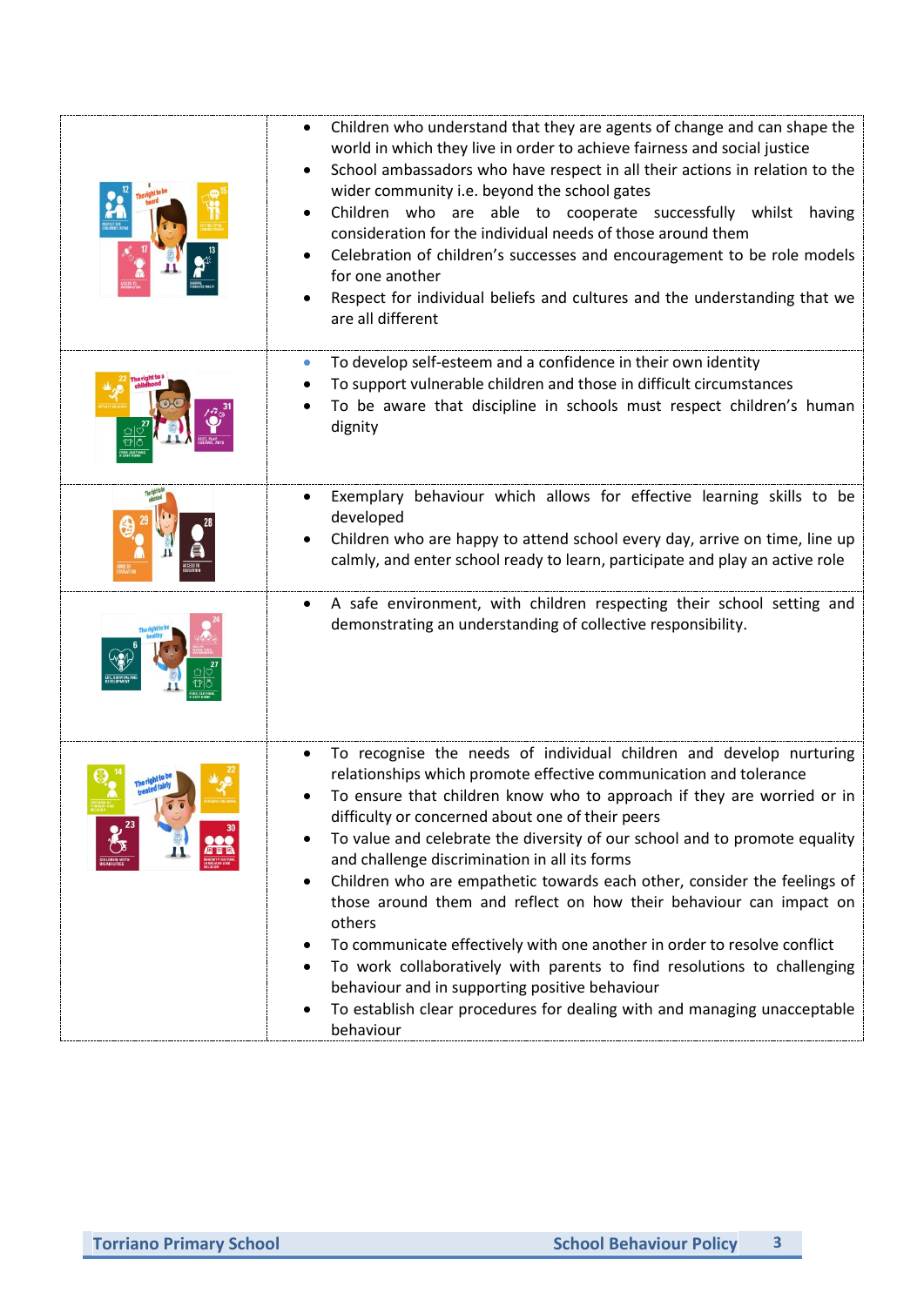| | |
|---|---|
| | • Children who understand that they are agents of change and can shape the world in which they live in order to achieve fairness and social justice<br>• School ambassadors who have respect in all their actions in relation to the wider community i.e. beyond the school gates<br>• Children who are able to cooperate successfully whilst having consideration for the individual needs of those around them<br>• Celebration of children's successes and encouragement to be role models for one another<br>• Respect for individual beliefs and cultures and the understanding that we are all different |
| | • To develop self-esteem and a confidence in their own identity<br>• To support vulnerable children and those in difficult circumstances<br>• To be aware that discipline in schools must respect children's human dignity |
| | • Exemplary behaviour which allows for effective learning skills to be developed<br>• Children who are happy to attend school every day, arrive on time, line up calmly, and enter school ready to learn, participate and play an active role |
| | • A safe environment, with children respecting their school setting and demonstrating an understanding of collective responsibility. |
| | • To recognise the needs of individual children and develop nurturing relationships which promote effective communication and tolerance<br>• To ensure that children know who to approach if they are worried or in difficulty or concerned about one of their peers<br>• To value and celebrate the diversity of our school and to promote equality and challenge discrimination in all its forms<br>• Children who are empathetic towards each other, consider the feelings of those around them and reflect on how their behaviour can impact on others<br>• To communicate effectively with one another in order to resolve conflict<br>• To work collaboratively with parents to find resolutions to challenging behaviour and in supporting positive behaviour<br>• To establish clear procedures for dealing with and managing unacceptable behaviour |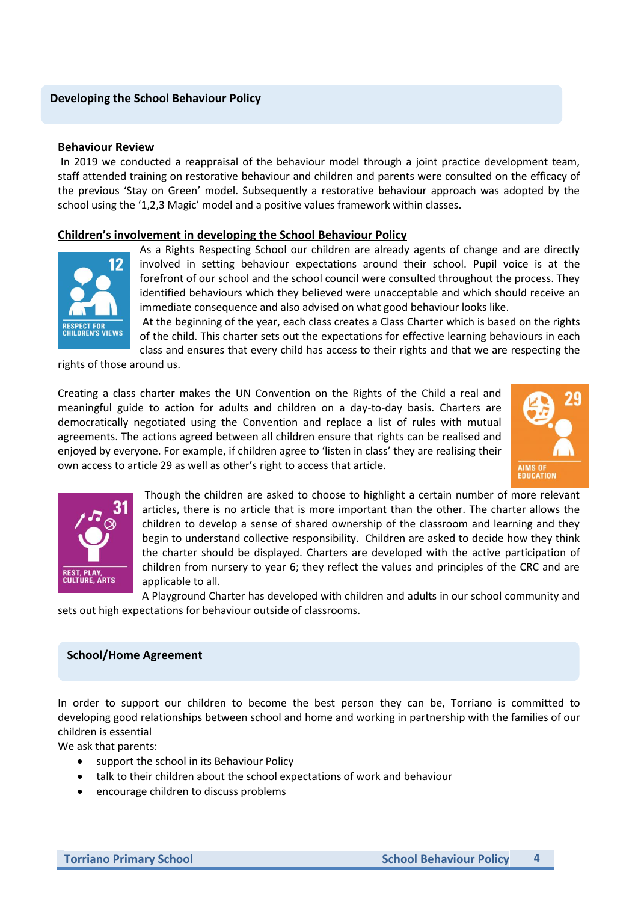## Developing the School Behaviour Policy

### Behaviour Review

In 2019 we conducted a reappraisal of the behaviour model through a joint practice development team, staff attended training on restorative behaviour and children and parents were consulted on the efficacy of the previous 'Stay on Green' model. Subsequently a restorative behaviour approach was adopted by the school using the '1,2,3 Magic' model and a positive values framework within classes.

### Children's involvement in developing the School Behaviour Policy

As a Rights Respecting School our children are already agents of change and are directly involved in setting behaviour expectations around their school. Pupil voice is at the forefront of our school and the school council were consulted throughout the process. They identified behaviours which they believed were unacceptable and which should receive an immediate consequence and also advised on what good behaviour looks like.

At the beginning of the year, each class creates a Class Charter which is based on the rights of the child. This charter sets out the expectations for effective learning behaviours in each class and ensures that every child has access to their rights and that we are respecting the rights of those around us.

Creating a class charter makes the UN Convention on the Rights of the Child a real and meaningful guide to action for adults and children on a day-to-day basis. Charters are democratically negotiated using the Convention and replace a list of rules with mutual agreements. The actions agreed between all children ensure that rights can be realised and enjoyed by everyone. For example, if children agree to 'listen in class' they are realising their own access to article 29 as well as other's right to access that article.

Though the children are asked to choose to highlight a certain number of more relevant articles, there is no article that is more important than the other. The charter allows the children to develop a sense of shared ownership of the classroom and learning and they begin to understand collective responsibility. Children are asked to decide how they think the charter should be displayed. Charters are developed with the active participation of children from nursery to year 6; they reflect the values and principles of the CRC and are applicable to all.

A Playground Charter has developed with children and adults in our school community and sets out high expectations for behaviour outside of classrooms.

## School/Home Agreement

In order to support our children to become the best person they can be, Torriano is committed to developing good relationships between school and home and working in partnership with the families of our children is essential

We ask that parents:

- support the school in its Behaviour Policy
- talk to their children about the school expectations of work and behaviour
- encourage children to discuss problems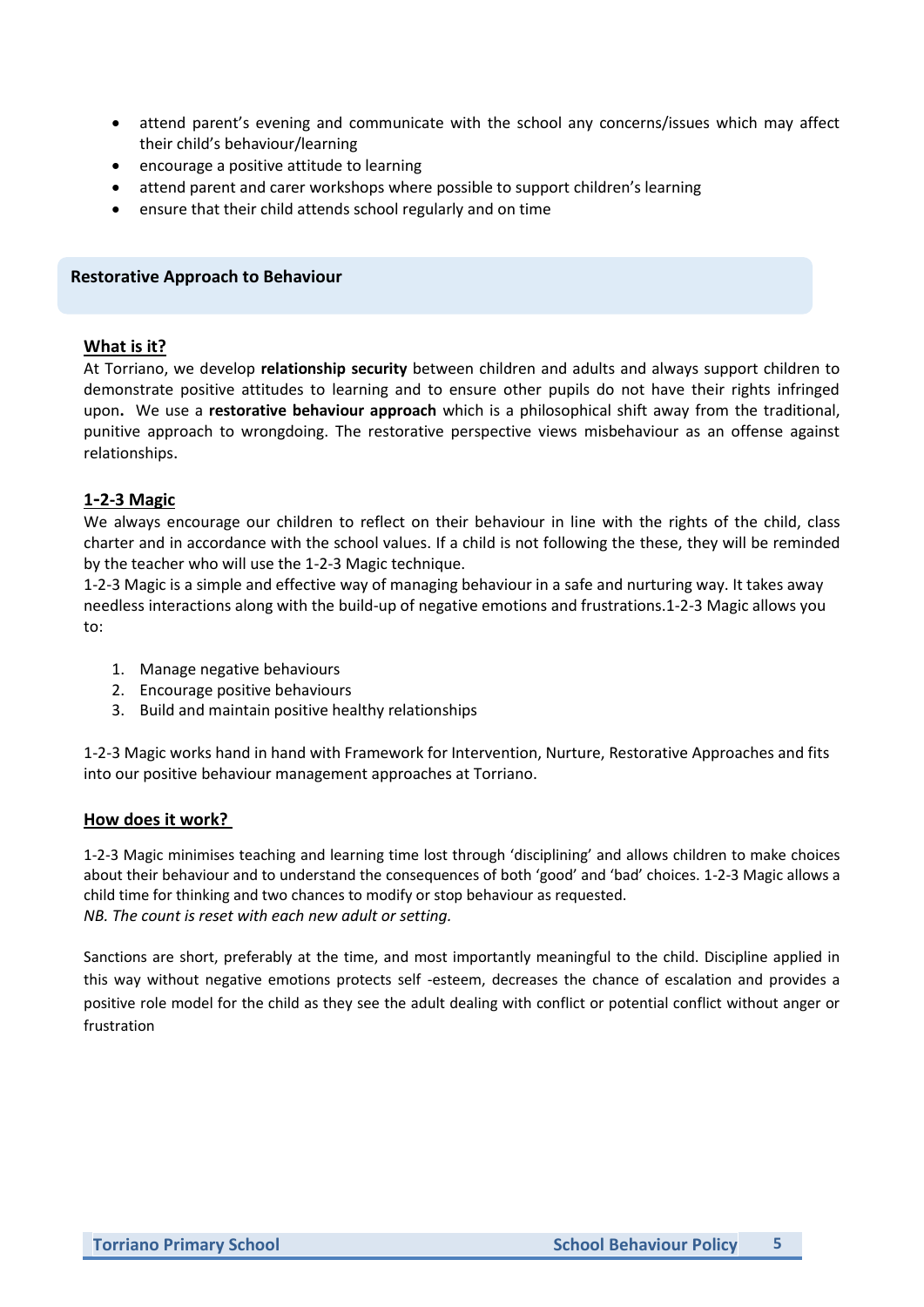- attend parent's evening and communicate with the school any concerns/issues which may affect their child's behaviour/learning
- encourage a positive attitude to learning
- attend parent and carer workshops where possible to support children's learning
- ensure that their child attends school regularly and on time

## Restorative Approach to Behaviour

### What is it?

At Torriano, we develop **relationship security** between children and adults and always support children to demonstrate positive attitudes to learning and to ensure other pupils do not have their rights infringed upon**.** We use a **restorative behaviour approach** which is a philosophical shift away from the traditional, punitive approach to wrongdoing. The restorative perspective views misbehaviour as an offense against relationships.

### 1-2-3 Magic

We always encourage our children to reflect on their behaviour in line with the rights of the child, class charter and in accordance with the school values. If a child is not following the these, they will be reminded by the teacher who will use the 1-2-3 Magic technique.

1-2-3 Magic is a simple and effective way of managing behaviour in a safe and nurturing way. It takes away needless interactions along with the build-up of negative emotions and frustrations.1-2-3 Magic allows you to:

1. Manage negative behaviours
2. Encourage positive behaviours
3. Build and maintain positive healthy relationships

1-2-3 Magic works hand in hand with Framework for Intervention, Nurture, Restorative Approaches and fits into our positive behaviour management approaches at Torriano.

### How does it work?

1-2-3 Magic minimises teaching and learning time lost through 'disciplining' and allows children to make choices about their behaviour and to understand the consequences of both 'good' and 'bad' choices. 1-2-3 Magic allows a child time for thinking and two chances to modify or stop behaviour as requested.
*NB. The count is reset with each new adult or setting.*

Sanctions are short, preferably at the time, and most importantly meaningful to the child. Discipline applied in this way without negative emotions protects self -esteem, decreases the chance of escalation and provides a positive role model for the child as they see the adult dealing with conflict or potential conflict without anger or frustration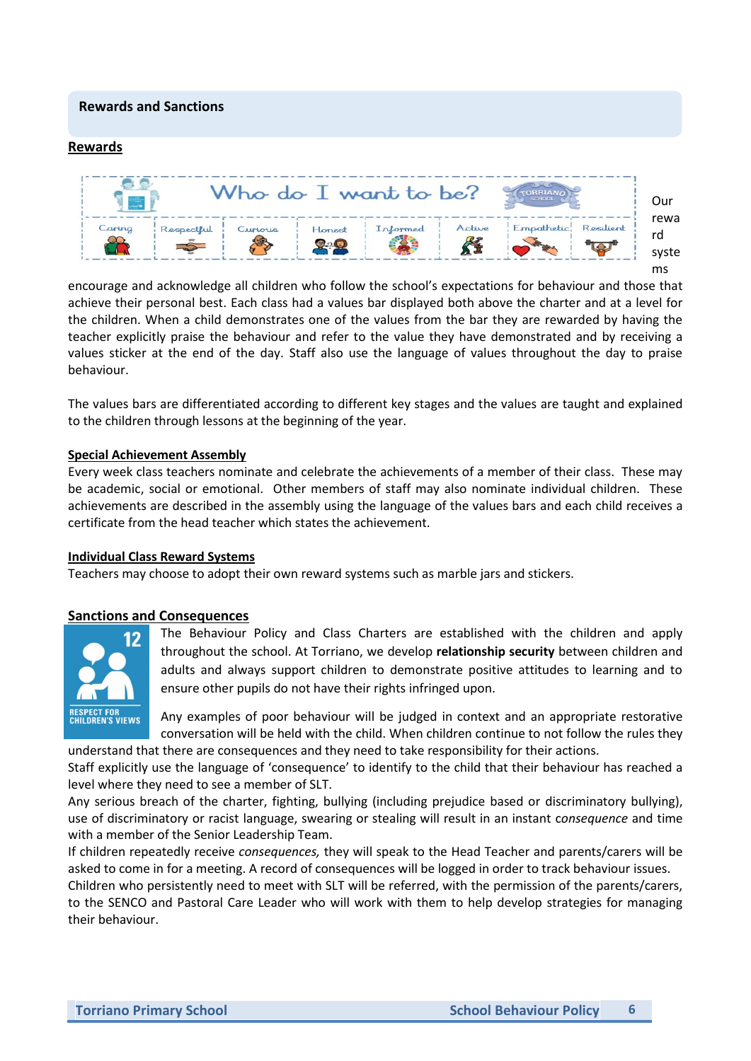## Rewards and Sanctions

**Rewards**

Who do I want to be?

| Caring | Respectful | Curious | Honest | Informed | Active | Empathetic | Resilient |
|---|---|---|---|---|---|---|---|

Our reward systems encourage and acknowledge all children who follow the school's expectations for behaviour and those that achieve their personal best. Each class had a values bar displayed both above the charter and at a level for the children. When a child demonstrates one of the values from the bar they are rewarded by having the teacher explicitly praise the behaviour and refer to the value they have demonstrated and by receiving a values sticker at the end of the day. Staff also use the language of values throughout the day to praise behaviour.

The values bars are differentiated according to different key stages and the values are taught and explained to the children through lessons at the beginning of the year.

**Special Achievement Assembly**

Every week class teachers nominate and celebrate the achievements of a member of their class. These may be academic, social or emotional. Other members of staff may also nominate individual children. These achievements are described in the assembly using the language of the values bars and each child receives a certificate from the head teacher which states the achievement.

**Individual Class Reward Systems**

Teachers may choose to adopt their own reward systems such as marble jars and stickers.

**Sanctions and Consequences**

12 RESPECT FOR CHILDREN'S VIEWS

The Behaviour Policy and Class Charters are established with the children and apply throughout the school. At Torriano, we develop **relationship security** between children and adults and always support children to demonstrate positive attitudes to learning and to ensure other pupils do not have their rights infringed upon.

Any examples of poor behaviour will be judged in context and an appropriate restorative conversation will be held with the child. When children continue to not follow the rules they understand that there are consequences and they need to take responsibility for their actions.

Staff explicitly use the language of 'consequence' to identify to the child that their behaviour has reached a level where they need to see a member of SLT.

Any serious breach of the charter, fighting, bullying (including prejudice based or discriminatory bullying), use of discriminatory or racist language, swearing or stealing will result in an instant c*onsequence* and time with a member of the Senior Leadership Team.

If children repeatedly receive *consequences,* they will speak to the Head Teacher and parents/carers will be asked to come in for a meeting. A record of consequences will be logged in order to track behaviour issues.

Children who persistently need to meet with SLT will be referred, with the permission of the parents/carers, to the SENCO and Pastoral Care Leader who will work with them to help develop strategies for managing their behaviour.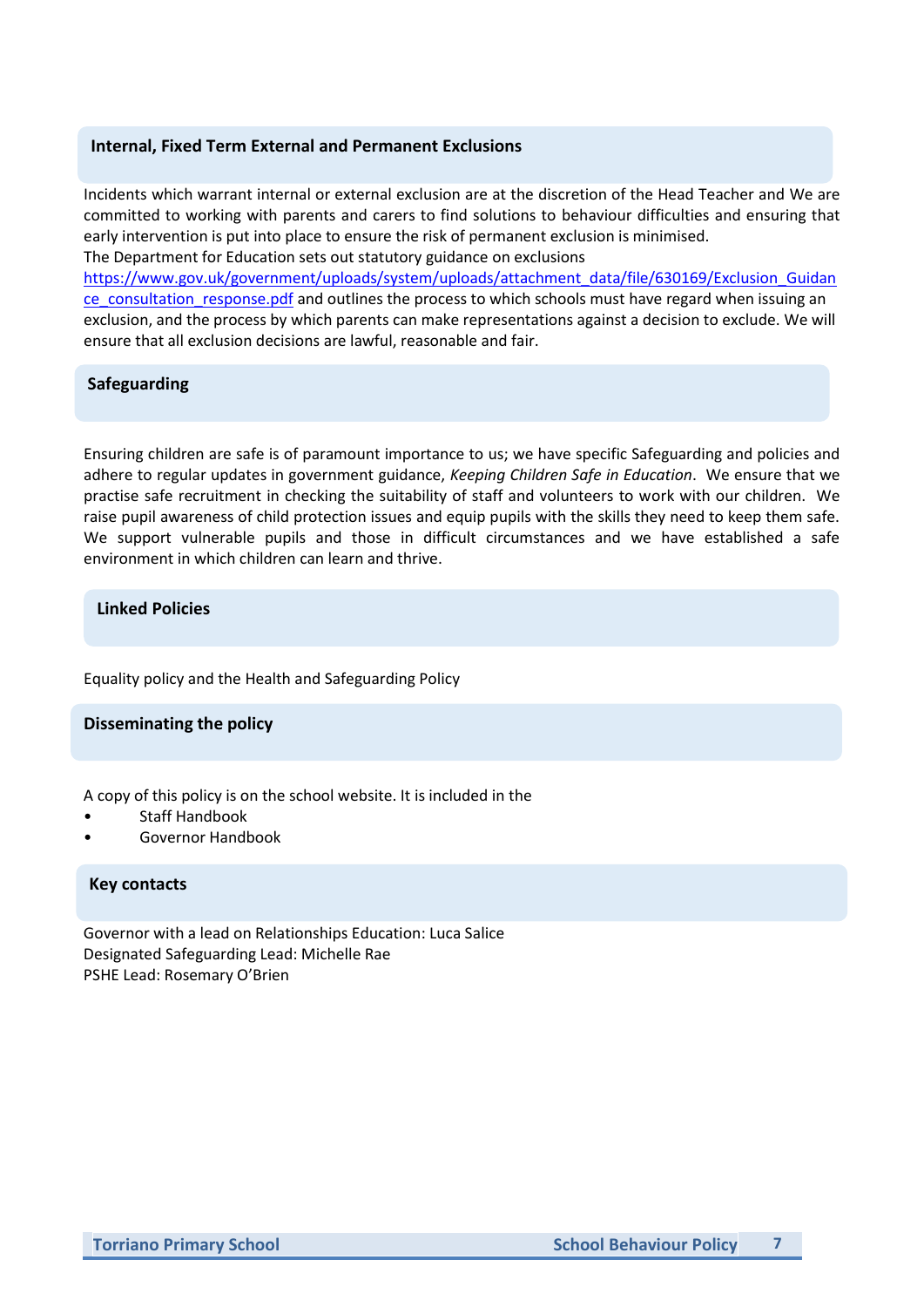## Internal, Fixed Term External and Permanent Exclusions

Incidents which warrant internal or external exclusion are at the discretion of the Head Teacher and We are committed to working with parents and carers to find solutions to behaviour difficulties and ensuring that early intervention is put into place to ensure the risk of permanent exclusion is minimised.
The Department for Education sets out statutory guidance on exclusions [https://www.gov.uk/government/uploads/system/uploads/attachment_data/file/630169/Exclusion_Guidance_consultation_response.pdf](https://www.gov.uk/government/uploads/system/uploads/attachment_data/file/630169/Exclusion_Guidance_consultation_response.pdf) and outlines the process to which schools must have regard when issuing an exclusion, and the process by which parents can make representations against a decision to exclude. We will ensure that all exclusion decisions are lawful, reasonable and fair.

## Safeguarding

Ensuring children are safe is of paramount importance to us; we have specific Safeguarding and policies and adhere to regular updates in government guidance, *Keeping Children Safe in Education*. We ensure that we practise safe recruitment in checking the suitability of staff and volunteers to work with our children. We raise pupil awareness of child protection issues and equip pupils with the skills they need to keep them safe. We support vulnerable pupils and those in difficult circumstances and we have established a safe environment in which children can learn and thrive.

## Linked Policies

Equality policy and the Health and Safeguarding Policy

## Disseminating the policy

A copy of this policy is on the school website. It is included in the

- Staff Handbook
- Governor Handbook

## Key contacts

Governor with a lead on Relationships Education: Luca Salice
Designated Safeguarding Lead: Michelle Rae
PSHE Lead: Rosemary O'Brien